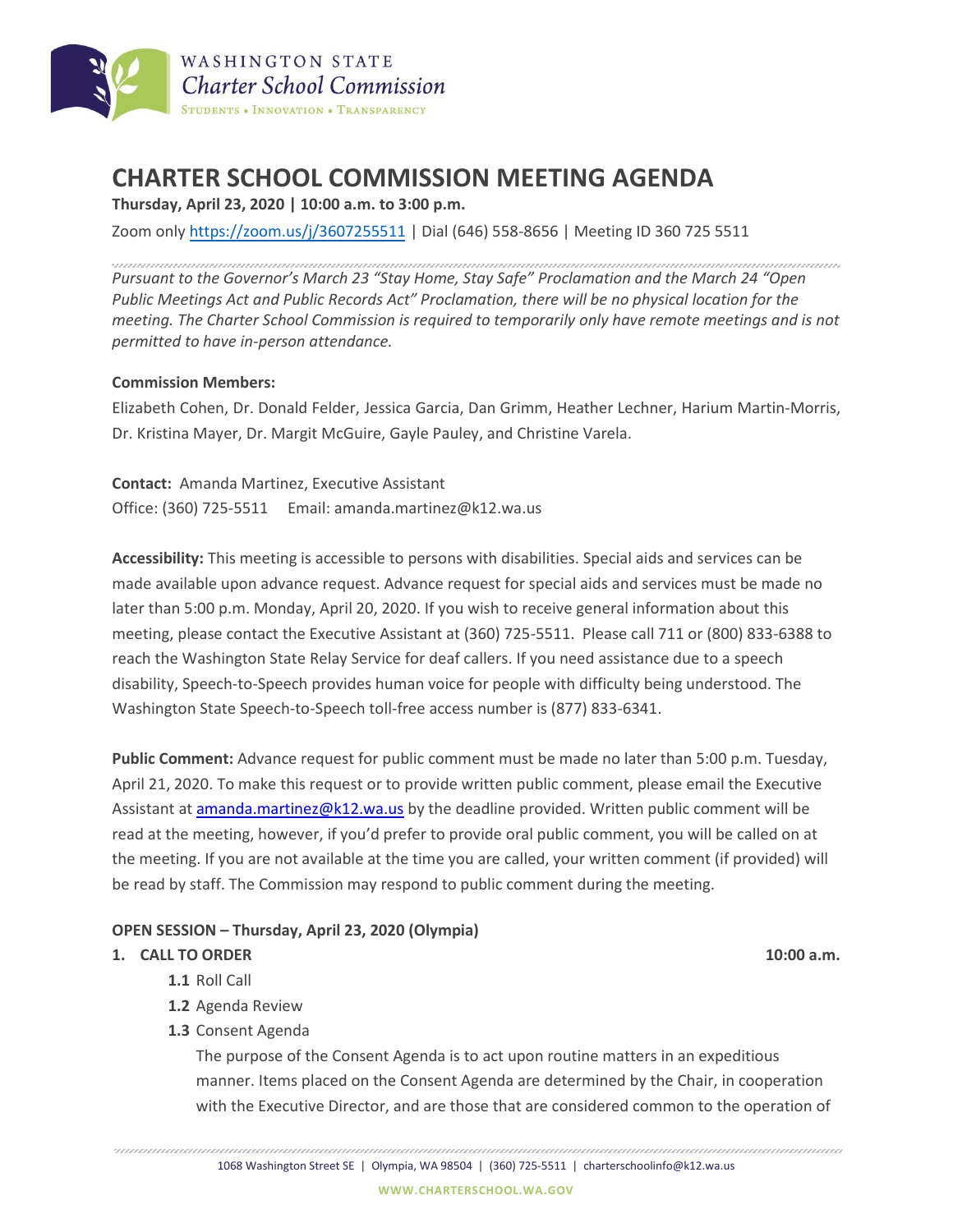WASHINGTON STATE
*Charter School Commission*
STUDENTS • INNOVATION • TRANSPARENCY

# CHARTER SCHOOL COMMISSION MEETING AGENDA

**Thursday, April 23, 2020 | 10:00 a.m. to 3:00 p.m.**

Zoom only https://zoom.us/j/3607255511 | Dial (646) 558-8656 | Meeting ID 360 725 5511

*Pursuant to the Governor's March 23 "Stay Home, Stay Safe" Proclamation and the March 24 "Open Public Meetings Act and Public Records Act" Proclamation, there will be no physical location for the meeting. The Charter School Commission is required to temporarily only have remote meetings and is not permitted to have in-person attendance.*

**Commission Members:**

Elizabeth Cohen, Dr. Donald Felder, Jessica Garcia, Dan Grimm, Heather Lechner, Harium Martin-Morris, Dr. Kristina Mayer, Dr. Margit McGuire, Gayle Pauley, and Christine Varela.

**Contact:** Amanda Martinez, Executive Assistant
Office: (360) 725-5511 Email: amanda.martinez@k12.wa.us

**Accessibility:** This meeting is accessible to persons with disabilities. Special aids and services can be made available upon advance request. Advance request for special aids and services must be made no later than 5:00 p.m. Monday, April 20, 2020. If you wish to receive general information about this meeting, please contact the Executive Assistant at (360) 725-5511. Please call 711 or (800) 833-6388 to reach the Washington State Relay Service for deaf callers. If you need assistance due to a speech disability, Speech-to-Speech provides human voice for people with difficulty being understood. The Washington State Speech-to-Speech toll-free access number is (877) 833-6341.

**Public Comment:** Advance request for public comment must be made no later than 5:00 p.m. Tuesday, April 21, 2020. To make this request or to provide written public comment, please email the Executive Assistant at amanda.martinez@k12.wa.us by the deadline provided. Written public comment will be read at the meeting, however, if you'd prefer to provide oral public comment, you will be called on at the meeting. If you are not available at the time you are called, your written comment (if provided) will be read by staff. The Commission may respond to public comment during the meeting.

**OPEN SESSION – Thursday, April 23, 2020 (Olympia)**

**1. CALL TO ORDER** **10:00 a.m.**

- **1.1** Roll Call
- **1.2** Agenda Review
- **1.3** Consent Agenda

  The purpose of the Consent Agenda is to act upon routine matters in an expeditious manner. Items placed on the Consent Agenda are determined by the Chair, in cooperation with the Executive Director, and are those that are considered common to the operation of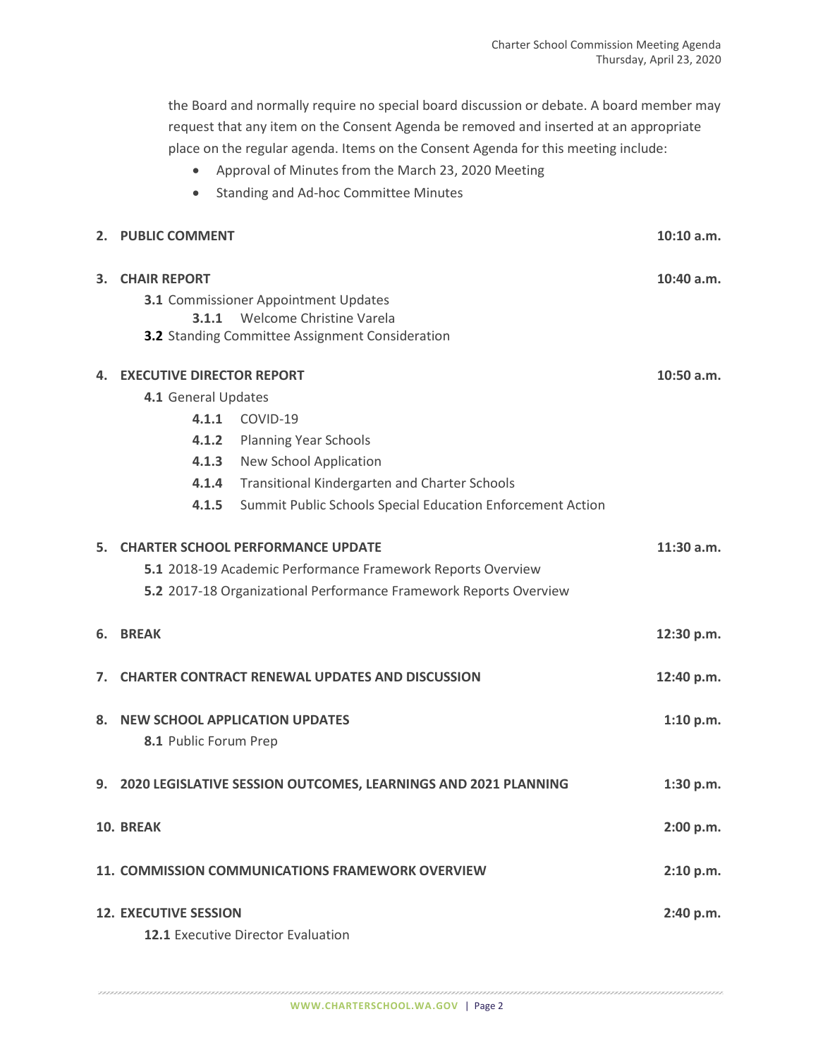the Board and normally require no special board discussion or debate. A board member may request that any item on the Consent Agenda be removed and inserted at an appropriate place on the regular agenda. Items on the Consent Agenda for this meeting include:

- Approval of Minutes from the March 23, 2020 Meeting
- Standing and Ad-hoc Committee Minutes

**2. PUBLIC COMMENT** **10:10 a.m.**

**3. CHAIR REPORT** **10:40 a.m.**

- **3.1** Commissioner Appointment Updates
  - **3.1.1** Welcome Christine Varela
- **3.2** Standing Committee Assignment Consideration

**4. EXECUTIVE DIRECTOR REPORT** **10:50 a.m.**

- **4.1** General Updates
  - **4.1.1** COVID-19
  - **4.1.2** Planning Year Schools
  - **4.1.3** New School Application
  - **4.1.4** Transitional Kindergarten and Charter Schools
  - **4.1.5** Summit Public Schools Special Education Enforcement Action

**5. CHARTER SCHOOL PERFORMANCE UPDATE** **11:30 a.m.**

- **5.1** 2018-19 Academic Performance Framework Reports Overview
- **5.2** 2017-18 Organizational Performance Framework Reports Overview

**6. BREAK** **12:30 p.m.**

**7. CHARTER CONTRACT RENEWAL UPDATES AND DISCUSSION** **12:40 p.m.**

**8. NEW SCHOOL APPLICATION UPDATES** **1:10 p.m.**

- **8.1** Public Forum Prep

**9. 2020 LEGISLATIVE SESSION OUTCOMES, LEARNINGS AND 2021 PLANNING** **1:30 p.m.**

**10. BREAK** **2:00 p.m.**

**11. COMMISSION COMMUNICATIONS FRAMEWORK OVERVIEW** **2:10 p.m.**

**12. EXECUTIVE SESSION** **2:40 p.m.**

- **12.1** Executive Director Evaluation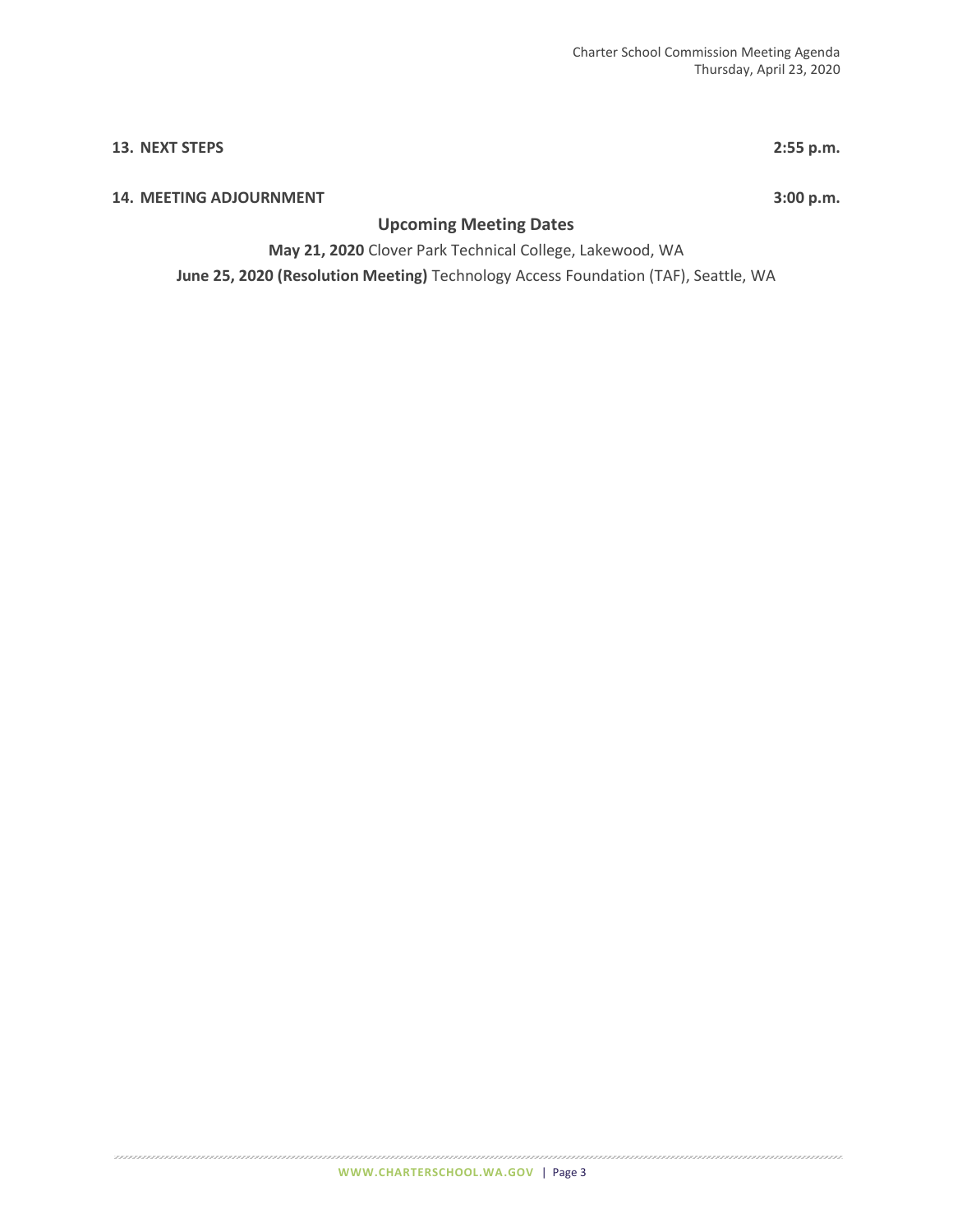**13. NEXT STEPS** **2:55 p.m.**

**14. MEETING ADJOURNMENT** **3:00 p.m.**

## Upcoming Meeting Dates

**May 21, 2020** Clover Park Technical College, Lakewood, WA

**June 25, 2020 (Resolution Meeting)** Technology Access Foundation (TAF), Seattle, WA